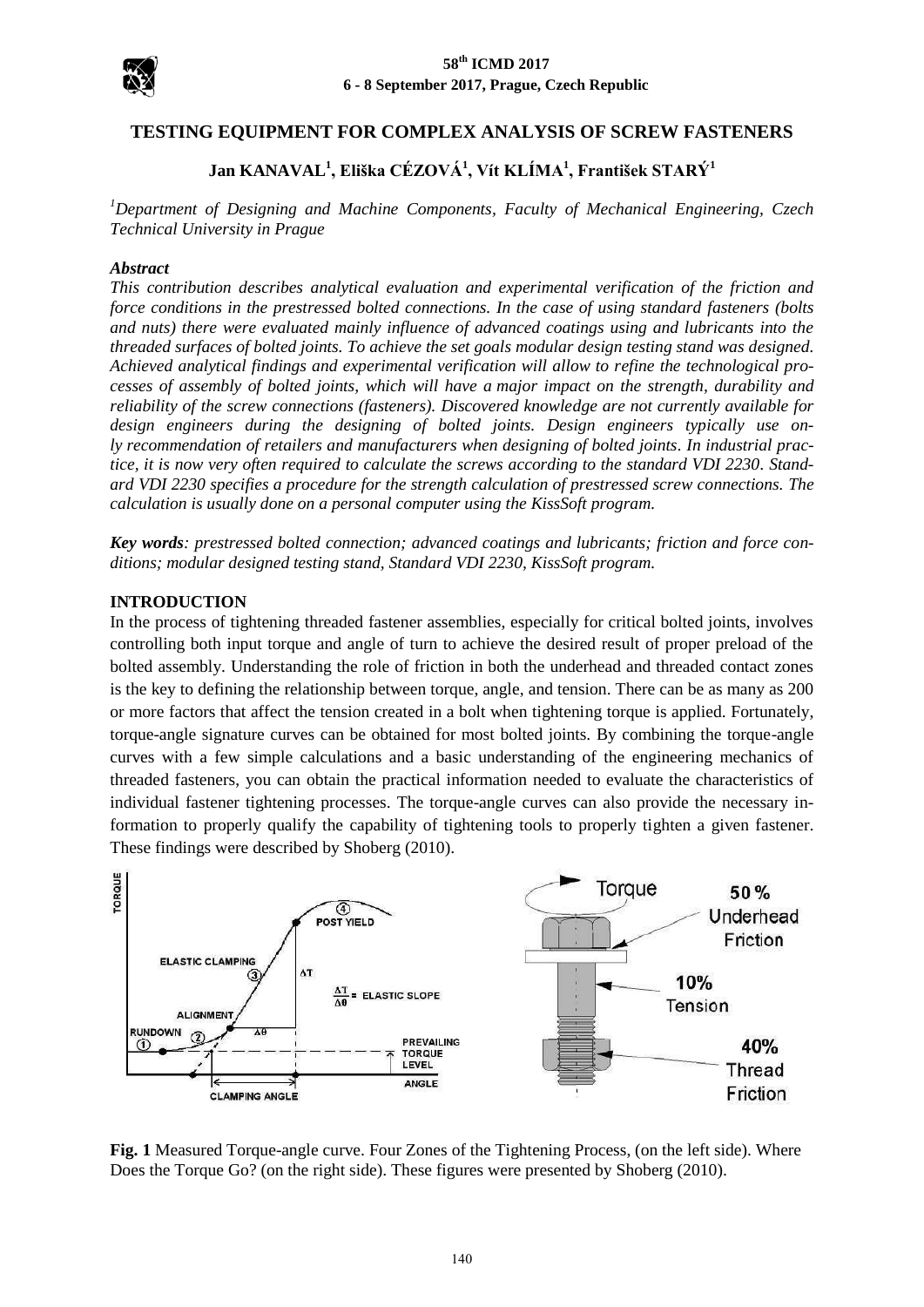# TESTING EQUIPMENT FOR COMPLEX ANALYSIS OF SCREW FASTENERS

**Jan KANAVAL[1], Eliška CÉZOVÁ[1], Vít KLÍMA[1], František STARÝ[1]**

*[1]Department of Designing and Machine Components, Faculty of Mechanical Engineering, Czech Technical University in Prague*

### *Abstract*

*This contribution describes analytical evaluation and experimental verification of the friction and force conditions in the prestressed bolted connections. In the case of using standard fasteners (bolts and nuts) there were evaluated mainly influence of advanced coatings using and lubricants into the threaded surfaces of bolted joints. To achieve the set goals modular design testing stand was designed. Achieved analytical findings and experimental verification will allow to refine the technological processes of assembly of bolted joints, which will have a major impact on the strength, durability and reliability of the screw connections (fasteners). Discovered knowledge are not currently available for design engineers during the designing of bolted joints. Design engineers typically use only recommendation of retailers and manufacturers when designing of bolted joints. In industrial practice, it is now very often required to calculate the screws according to the standard VDI 2230. Standard VDI 2230 specifies a procedure for the strength calculation of prestressed screw connections. The calculation is usually done on a personal computer using the KissSoft program.*

***Key words**: prestressed bolted connection; advanced coatings and lubricants; friction and force conditions; modular designed testing stand, Standard VDI 2230, KissSoft program.*

## INTRODUCTION

In the process of tightening threaded fastener assemblies, especially for critical bolted joints, involves controlling both input torque and angle of turn to achieve the desired result of proper preload of the bolted assembly. Understanding the role of friction in both the underhead and threaded contact zones is the key to defining the relationship between torque, angle, and tension. There can be as many as 200 or more factors that affect the tension created in a bolt when tightening torque is applied. Fortunately, torque-angle signature curves can be obtained for most bolted joints. By combining the torque-angle curves with a few simple calculations and a basic understanding of the engineering mechanics of threaded fasteners, you can obtain the practical information needed to evaluate the characteristics of individual fastener tightening processes. The torque-angle curves can also provide the necessary information to properly qualify the capability of tightening tools to properly tighten a given fastener. These findings were described by Shoberg (2010).

**Fig. 1** Measured Torque-angle curve. Four Zones of the Tightening Process, (on the left side). Where Does the Torque Go? (on the right side). These figures were presented by Shoberg (2010).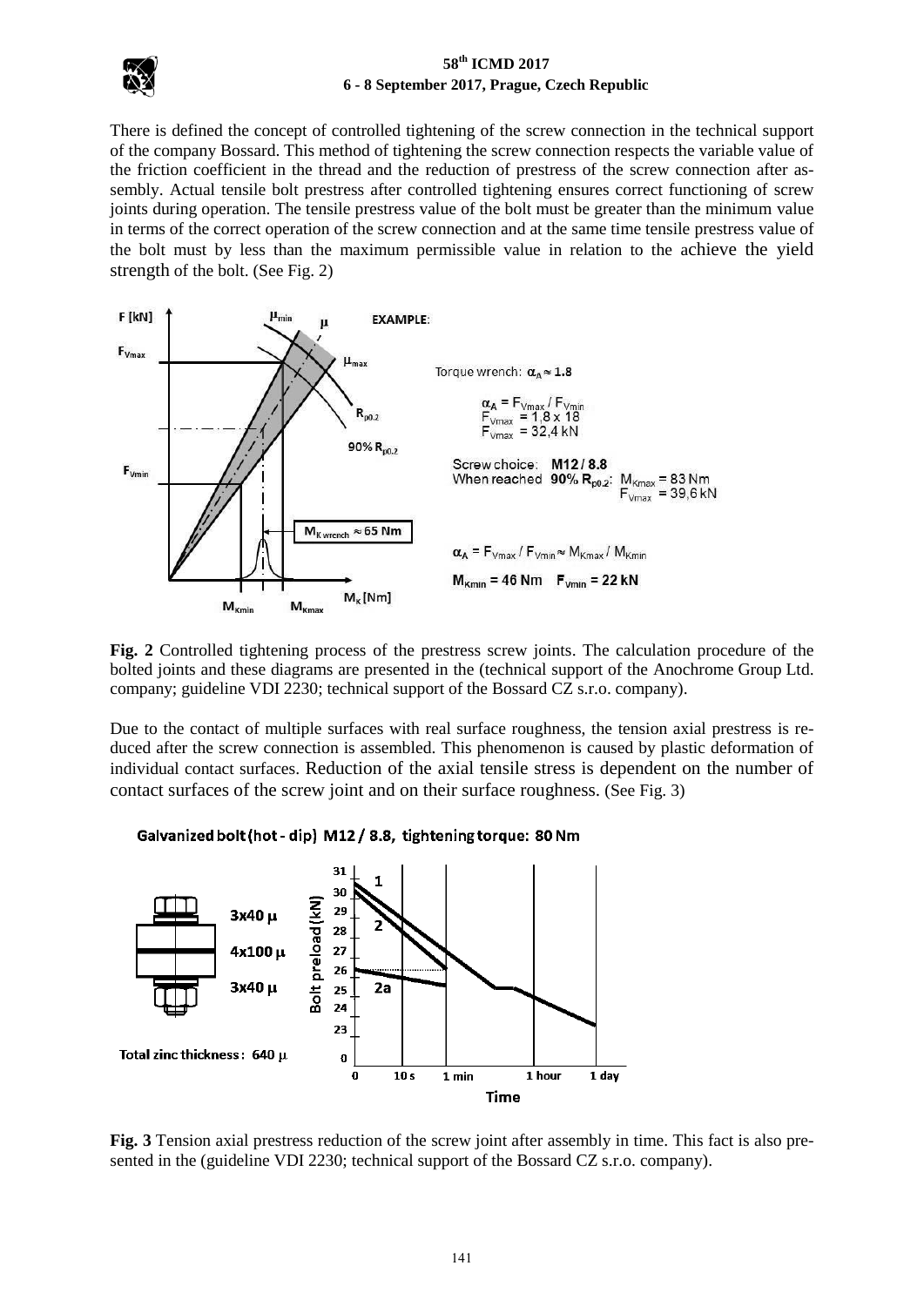There is defined the concept of controlled tightening of the screw connection in the technical support of the company Bossard. This method of tightening the screw connection respects the variable value of the friction coefficient in the thread and the reduction of prestress of the screw connection after assembly. Actual tensile bolt prestress after controlled tightening ensures correct functioning of screw joints during operation. The tensile prestress value of the bolt must be greater than the minimum value in terms of the correct operation of the screw connection and at the same time tensile prestress value of the bolt must by less than the maximum permissible value in relation to the achieve the yield strength of the bolt. (See Fig. 2)

**Fig. 2** Controlled tightening process of the prestress screw joints. The calculation procedure of the bolted joints and these diagrams are presented in the (technical support of the Anochrome Group Ltd. company; guideline VDI 2230; technical support of the Bossard CZ s.r.o. company).

Due to the contact of multiple surfaces with real surface roughness, the tension axial prestress is reduced after the screw connection is assembled. This phenomenon is caused by plastic deformation of individual contact surfaces. Reduction of the axial tensile stress is dependent on the number of contact surfaces of the screw joint and on their surface roughness. (See Fig. 3)

**Fig. 3** Tension axial prestress reduction of the screw joint after assembly in time. This fact is also presented in the (guideline VDI 2230; technical support of the Bossard CZ s.r.o. company).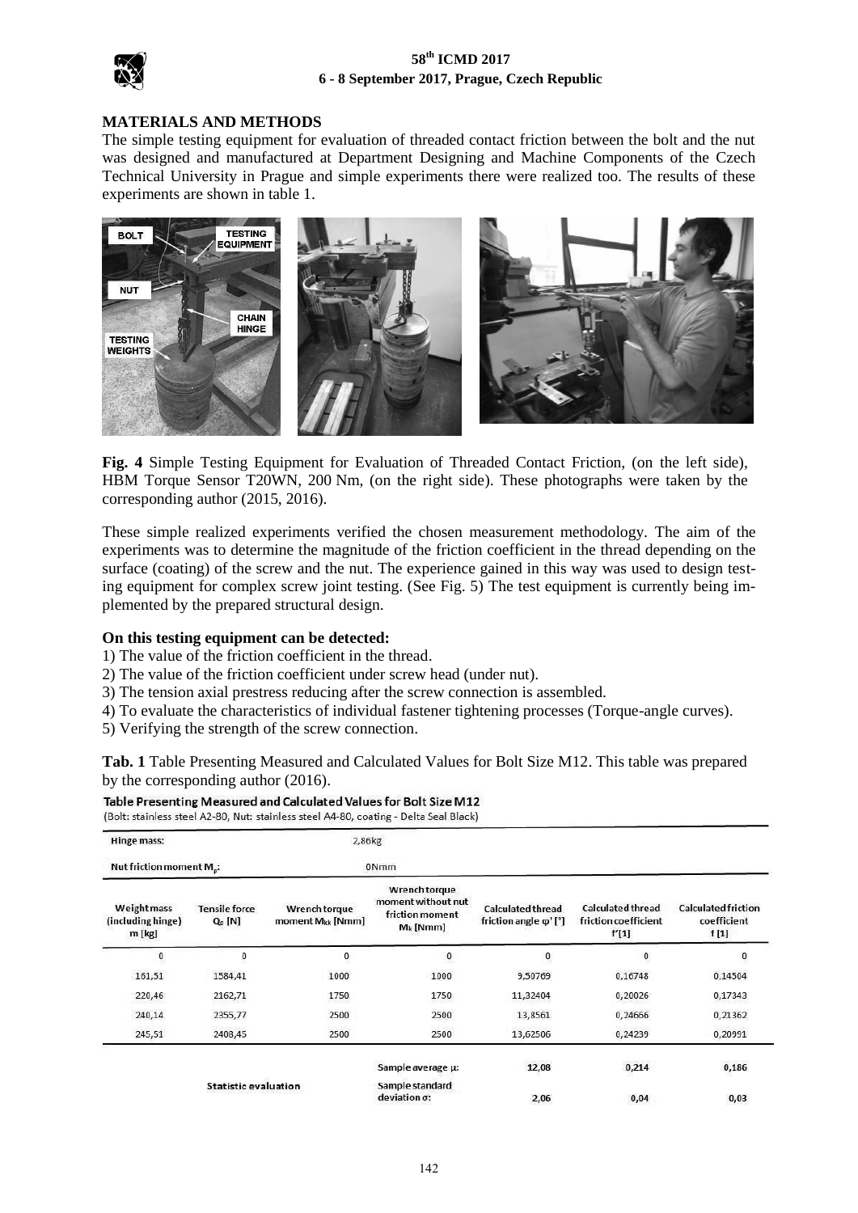## MATERIALS AND METHODS

The simple testing equipment for evaluation of threaded contact friction between the bolt and the nut was designed and manufactured at Department Designing and Machine Components of the Czech Technical University in Prague and simple experiments there were realized too. The results of these experiments are shown in table 1.

**Fig. 4** Simple Testing Equipment for Evaluation of Threaded Contact Friction, (on the left side), HBM Torque Sensor T20WN, 200 Nm, (on the right side). These photographs were taken by the corresponding author (2015, 2016).

These simple realized experiments verified the chosen measurement methodology. The aim of the experiments was to determine the magnitude of the friction coefficient in the thread depending on the surface (coating) of the screw and the nut. The experience gained in this way was used to design testing equipment for complex screw joint testing. (See Fig. 5) The test equipment is currently being implemented by the prepared structural design.

**On this testing equipment can be detected:**

1) The value of the friction coefficient in the thread.
2) The value of the friction coefficient under screw head (under nut).
3) The tension axial prestress reducing after the screw connection is assembled.
4) To evaluate the characteristics of individual fastener tightening processes (Torque-angle curves).
5) Verifying the strength of the screw connection.

**Tab. 1** Table Presenting Measured and Calculated Values for Bolt Size M12. This table was prepared by the corresponding author (2016).

**Table Presenting Measured and Calculated Values for Bolt Size M12**

(Bolt: stainless steel A2-80, Nut: stainless steel A4-80, coating - Delta Seal Black)

| Hinge mass: | | 2,86kg | | | | |
|---|---|---|---|---|---|---|
| Nut friction moment $M_F$: | | 0Nmm | | | | |
| Weight mass (including hinge) m [kg] | Tensile force $Q_0$ [N] | Wrench torque moment $M_{kk}$ [Nmm] | Wrench torque moment without nut friction moment $M_k$ [Nmm] | Calculated thread friction angle φ' [°] | Calculated thread friction coefficient f' [1] | Calculated friction coefficient f [1] |
| 0 | 0 | 0 | 0 | 0 | 0 | 0 |
| 161,51 | 1584,41 | 1000 | 1000 | 9,50769 | 0,16748 | 0,14504 |
| 220,46 | 2162,71 | 1750 | 1750 | 11,32404 | 0,20026 | 0,17343 |
| 240,14 | 2355,77 | 2500 | 2500 | 13,8561 | 0,24666 | 0,21362 |
| 245,51 | 2408,45 | 2500 | 2500 | 13,62506 | 0,24239 | 0,20991 |
| Statistic evaluation | | | Sample average μ: | 12,08 | 0,214 | 0,186 |
| | | | Sample standard deviation σ: | 2,06 | 0,04 | 0,03 |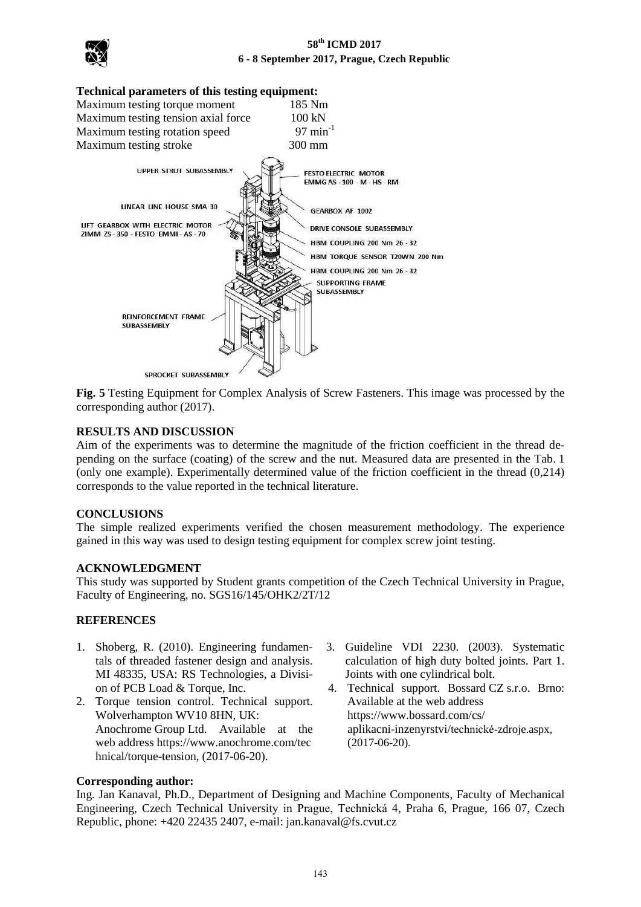**Technical parameters of this testing equipment:**

Maximum testing torque moment 185 Nm
Maximum testing tension axial force 100 kN
Maximum testing rotation speed 97 $min^{-1}$
Maximum testing stroke 300 mm

UPPER STRUT SUBASSEMBLY
FESTO ELECTRIC MOTOR EMMG AS - 100 - M - HS - RM
LINEAR LINE HOUSE SMA 30
GEARBOX AF 1002
LIFT GEARBOX WITH ELECTRIC MOTOR ZIMM ZS - 350 - FESTO EMMI - AS - 70
DRIVE CONSOLE SUBASSEMBLY
HBM COUPLING 200 Nm 26 - 32
HBM TORQUE SENSOR T20WN 200 Nm
HBM COUPLING 200 Nm 26 - 32
SUPPORTING FRAME SUBASSEMBLY
REINFORCEMENT FRAME SUBASSEMBLY
SPROCKET SUBASSEMBLY

**Fig. 5** Testing Equipment for Complex Analysis of Screw Fasteners. This image was processed by the corresponding author (2017).

## RESULTS AND DISCUSSION

Aim of the experiments was to determine the magnitude of the friction coefficient in the thread depending on the surface (coating) of the screw and the nut. Measured data are presented in the Tab. 1 (only one example). Experimentally determined value of the friction coefficient in the thread (0,214) corresponds to the value reported in the technical literature.

## CONCLUSIONS

The simple realized experiments verified the chosen measurement methodology. The experience gained in this way was used to design testing equipment for complex screw joint testing.

## ACKNOWLEDGMENT

This study was supported by Student grants competition of the Czech Technical University in Prague, Faculty of Engineering, no. SGS16/145/OHK2/2T/12

## REFERENCES

1. Shoberg, R. (2010). Engineering fundamentals of threaded fastener design and analysis. MI 48335, USA: RS Technologies, a Division of PCB Load & Torque, Inc.
2. Torque tension control. Technical support. Wolverhampton WV10 8HN, UK: Anochrome Group Ltd. Available at the web address https://www.anochrome.com/technical/torque-tension, (2017-06-20).
3. Guideline VDI 2230. (2003). Systematic calculation of high duty bolted joints. Part 1. Joints with one cylindrical bolt.
4. Technical support. Bossard CZ s.r.o. Brno: Available at the web address https://www.bossard.com/cs/aplikacni-inzenyrstvi/technické-zdroje.aspx, (2017-06-20).

**Corresponding author:**

Ing. Jan Kanaval, Ph.D., Department of Designing and Machine Components, Faculty of Mechanical Engineering, Czech Technical University in Prague, Technická 4, Praha 6, Prague, 166 07, Czech Republic, phone: +420 22435 2407, e-mail: jan.kanaval@fs.cvut.cz